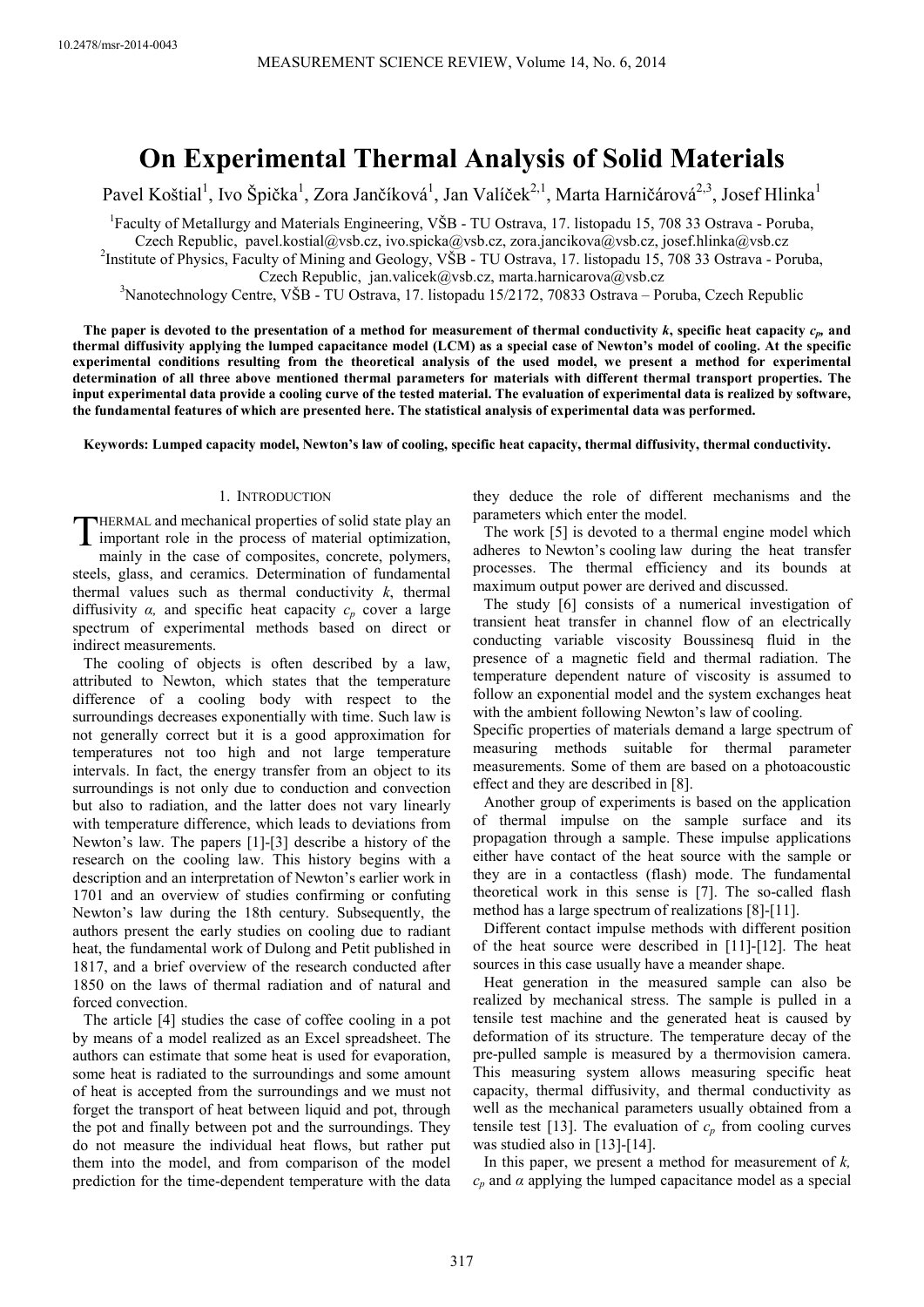10.2478/msr-2014-0043

# On Experimental Thermal Analysis of Solid Materials

Pavel Koštial[1], Ivo Špička[1], Zora Jančíková[1], Jan Valíček[2,1], Marta Harničárová[2,3], Josef Hlinka[1]

[1]Faculty of Metallurgy and Materials Engineering, VŠB - TU Ostrava, 17. listopadu 15, 708 33 Ostrava - Poruba, Czech Republic, pavel.kostial@vsb.cz, ivo.spicka@vsb.cz, zora.jancikova@vsb.cz, josef.hlinka@vsb.cz

[2]Institute of Physics, Faculty of Mining and Geology, VŠB - TU Ostrava, 17. listopadu 15, 708 33 Ostrava - Poruba, Czech Republic, jan.valicek@vsb.cz, marta.harnicarova@vsb.cz

[3]Nanotechnology Centre, VŠB - TU Ostrava, 17. listopadu 15/2172, 70833 Ostrava – Poruba, Czech Republic

**The paper is devoted to the presentation of a method for measurement of thermal conductivity *k*, specific heat capacity $c_p$, and thermal diffusivity applying the lumped capacitance model (LCM) as a special case of Newton's model of cooling. At the specific experimental conditions resulting from the theoretical analysis of the used model, we present a method for experimental determination of all three above mentioned thermal parameters for materials with different thermal transport properties. The input experimental data provide a cooling curve of the tested material. The evaluation of experimental data is realized by software, the fundamental features of which are presented here. The statistical analysis of experimental data was performed.**

**Keywords: Lumped capacity model, Newton's law of cooling, specific heat capacity, thermal diffusivity, thermal conductivity.**

## 1. Introduction

Thermal and mechanical properties of solid state play an important role in the process of material optimization, mainly in the case of composites, concrete, polymers, steels, glass, and ceramics. Determination of fundamental thermal values such as thermal conductivity *k*, thermal diffusivity *α*, and specific heat capacity $c_p$ cover a large spectrum of experimental methods based on direct or indirect measurements.

The cooling of objects is often described by a law, attributed to Newton, which states that the temperature difference of a cooling body with respect to the surroundings decreases exponentially with time. Such law is not generally correct but it is a good approximation for temperatures not too high and not large temperature intervals. In fact, the energy transfer from an object to its surroundings is not only due to conduction and convection but also to radiation, and the latter does not vary linearly with temperature difference, which leads to deviations from Newton's law. The papers [1]-[3] describe a history of the research on the cooling law. This history begins with a description and an interpretation of Newton's earlier work in 1701 and an overview of studies confirming or confuting Newton's law during the 18th century. Subsequently, the authors present the early studies on cooling due to radiant heat, the fundamental work of Dulong and Petit published in 1817, and a brief overview of the research conducted after 1850 on the laws of thermal radiation and of natural and forced convection.

The article [4] studies the case of coffee cooling in a pot by means of a model realized as an Excel spreadsheet. The authors can estimate that some heat is used for evaporation, some heat is radiated to the surroundings and some amount of heat is accepted from the surroundings and we must not forget the transport of heat between liquid and pot, through the pot and finally between pot and the surroundings. They do not measure the individual heat flows, but rather put them into the model, and from comparison of the model prediction for the time-dependent temperature with the data they deduce the role of different mechanisms and the parameters which enter the model.

The work [5] is devoted to a thermal engine model which adheres to Newton's cooling law during the heat transfer processes. The thermal efficiency and its bounds at maximum output power are derived and discussed.

The study [6] consists of a numerical investigation of transient heat transfer in channel flow of an electrically conducting variable viscosity Boussinesq fluid in the presence of a magnetic field and thermal radiation. The temperature dependent nature of viscosity is assumed to follow an exponential model and the system exchanges heat with the ambient following Newton's law of cooling.

Specific properties of materials demand a large spectrum of measuring methods suitable for thermal parameter measurements. Some of them are based on a photoacoustic effect and they are described in [8].

Another group of experiments is based on the application of thermal impulse on the sample surface and its propagation through a sample. These impulse applications either have contact of the heat source with the sample or they are in a contactless (flash) mode. The fundamental theoretical work in this sense is [7]. The so-called flash method has a large spectrum of realizations [8]-[11].

Different contact impulse methods with different position of the heat source were described in [11]-[12]. The heat sources in this case usually have a meander shape.

Heat generation in the measured sample can also be realized by mechanical stress. The sample is pulled in a tensile test machine and the generated heat is caused by deformation of its structure. The temperature decay of the pre-pulled sample is measured by a thermovision camera. This measuring system allows measuring specific heat capacity, thermal diffusivity, and thermal conductivity as well as the mechanical parameters usually obtained from a tensile test [13]. The evaluation of $c_p$ from cooling curves was studied also in [13]-[14].

In this paper, we present a method for measurement of *k*, $c_p$ and *α* applying the lumped capacitance model as a special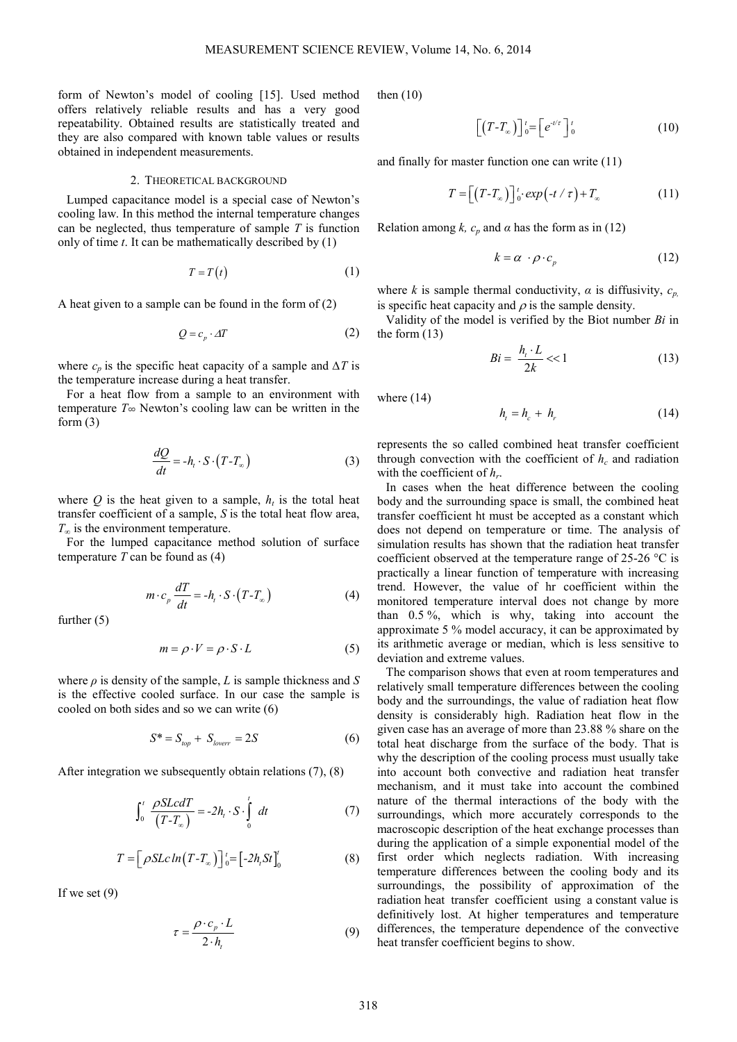form of Newton's model of cooling [15]. Used method offers relatively reliable results and has a very good repeatability. Obtained results are statistically treated and they are also compared with known table values or results obtained in independent measurements.

## 2. Theoretical background

Lumped capacitance model is a special case of Newton's cooling law. In this method the internal temperature changes can be neglected, thus temperature of sample $T$ is function only of time $t$. It can be mathematically described by (1)

$$T = T(t) \tag{1}$$

A heat given to a sample can be found in the form of (2)

$$Q = c_p \cdot \Delta T \tag{2}$$

where $c_p$ is the specific heat capacity of a sample and $\Delta T$ is the temperature increase during a heat transfer.

For a heat flow from a sample to an environment with temperature $T\infty$ Newton's cooling law can be written in the form (3)

$$\frac{dQ}{dt} = -h_t \cdot S \cdot (T - T_\infty) \tag{3}$$

where $Q$ is the heat given to a sample, $h_t$ is the total heat transfer coefficient of a sample, $S$ is the total heat flow area, $T_\infty$ is the environment temperature.

For the lumped capacitance method solution of surface temperature $T$ can be found as (4)

$$m \cdot c_p \frac{dT}{dt} = -h_t \cdot S \cdot (T - T_\infty) \tag{4}$$

further (5)

$$m = \rho \cdot V = \rho \cdot S \cdot L \tag{5}$$

where $\rho$ is density of the sample, $L$ is sample thickness and $S$ is the effective cooled surface. In our case the sample is cooled on both sides and so we can write (6)

$$S^* = S_{top} + S_{loverr} = 2S \tag{6}$$

After integration we subsequently obtain relations (7), (8)

$$\int_0^t \frac{\rho S L c dT}{(T - T_\infty)} = -2h_t \cdot S \cdot \int_0^t dt \tag{7}$$

$$T = \left[\rho S L c \ln(T - T_\infty)\right]_0^t = \left[-2h_t S t\right]_0^t \tag{8}$$

If we set (9)

$$\tau = \frac{\rho \cdot c_p \cdot L}{2 \cdot h_t} \tag{9}$$

then (10)

$$\left[(T - T_\infty)\right]_0^t = \left[e^{-t/\tau}\right]_0^t \tag{10}$$

and finally for master function one can write (11)

$$T = \left[(T - T_\infty)\right]_0^t \cdot exp(-t/\tau) + T_\infty \tag{11}$$

Relation among $k$, $c_p$ and $\alpha$ has the form as in (12)

$$k = \alpha \cdot \rho \cdot c_p \tag{12}$$

where $k$ is sample thermal conductivity, $\alpha$ is diffusivity, $c_p$, is specific heat capacity and $\rho$ is the sample density.

Validity of the model is verified by the Biot number $Bi$ in the form (13)

$$Bi = \frac{h_t \cdot L}{2k} << 1 \tag{13}$$

where (14)

$$h_t = h_c + h_r \tag{14}$$

represents the so called combined heat transfer coefficient through convection with the coefficient of $h_c$ and radiation with the coefficient of $h_r$.

In cases when the heat difference between the cooling body and the surrounding space is small, the combined heat transfer coefficient ht must be accepted as a constant which does not depend on temperature or time. The analysis of simulation results has shown that the radiation heat transfer coefficient observed at the temperature range of 25-26 °C is practically a linear function of temperature with increasing trend. However, the value of hr coefficient within the monitored temperature interval does not change by more than 0.5 %, which is why, taking into account the approximate 5 % model accuracy, it can be approximated by its arithmetic average or median, which is less sensitive to deviation and extreme values.

The comparison shows that even at room temperatures and relatively small temperature differences between the cooling body and the surroundings, the value of radiation heat flow density is considerably high. Radiation heat flow in the given case has an average of more than 23.88 % share on the total heat discharge from the surface of the body. That is why the description of the cooling process must usually take into account both convective and radiation heat transfer mechanism, and it must take into account the combined nature of the thermal interactions of the body with the surroundings, which more accurately corresponds to the macroscopic description of the heat exchange processes than during the application of a simple exponential model of the first order which neglects radiation. With increasing temperature differences between the cooling body and its surroundings, the possibility of approximation of the radiation heat transfer coefficient using a constant value is definitively lost. At higher temperatures and temperature differences, the temperature dependence of the convective heat transfer coefficient begins to show.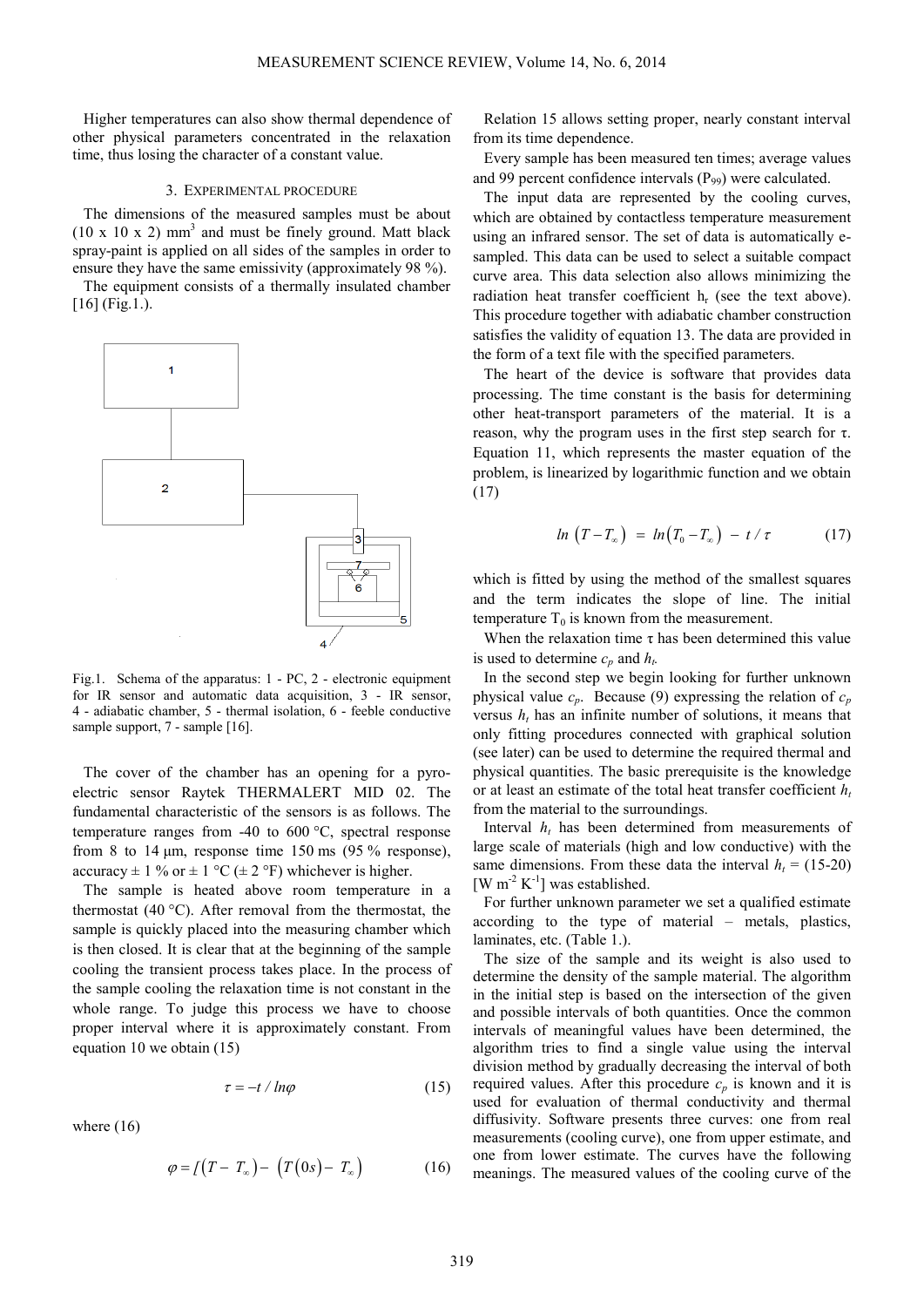Higher temperatures can also show thermal dependence of other physical parameters concentrated in the relaxation time, thus losing the character of a constant value.

## 3. Experimental procedure

The dimensions of the measured samples must be about (10 x 10 x 2) mm$^3$ and must be finely ground. Matt black spray-paint is applied on all sides of the samples in order to ensure they have the same emissivity (approximately 98 %).

The equipment consists of a thermally insulated chamber [16] (Fig.1.).

Fig.1. Schema of the apparatus: 1 - PC, 2 - electronic equipment for IR sensor and automatic data acquisition, 3 - IR sensor, 4 - adiabatic chamber, 5 - thermal isolation, 6 - feeble conductive sample support, 7 - sample [16].

The cover of the chamber has an opening for a pyro-electric sensor Raytek THERMALERT MID 02. The fundamental characteristic of the sensors is as follows. The temperature ranges from -40 to 600 °C, spectral response from 8 to 14 μm, response time 150 ms (95 % response), accuracy ± 1 % or ± 1 °C (± 2 °F) whichever is higher.

The sample is heated above room temperature in a thermostat (40 °C). After removal from the thermostat, the sample is quickly placed into the measuring chamber which is then closed. It is clear that at the beginning of the sample cooling the transient process takes place. In the process of the sample cooling the relaxation time is not constant in the whole range. To judge this process we have to choose proper interval where it is approximately constant. From equation 10 we obtain (15)

$$\tau = -t / ln\varphi \tag{15}$$

where (16)

$$\varphi = [\left(T - T_\infty\right) - \left(T(0s) - T_\infty\right) \tag{16}$$

Relation 15 allows setting proper, nearly constant interval from its time dependence.

Every sample has been measured ten times; average values and 99 percent confidence intervals ($P_{99}$) were calculated.

The input data are represented by the cooling curves, which are obtained by contactless temperature measurement using an infrared sensor. The set of data is automatically e-sampled. This data can be used to select a suitable compact curve area. This data selection also allows minimizing the radiation heat transfer coefficient $h_r$ (see the text above). This procedure together with adiabatic chamber construction satisfies the validity of equation 13. The data are provided in the form of a text file with the specified parameters.

The heart of the device is software that provides data processing. The time constant is the basis for determining other heat-transport parameters of the material. It is a reason, why the program uses in the first step search for τ. Equation 11, which represents the master equation of the problem, is linearized by logarithmic function and we obtain (17)

$$ln\left(T - T_\infty\right) = ln\left(T_0 - T_\infty\right) - t / \tau \tag{17}$$

which is fitted by using the method of the smallest squares and the term indicates the slope of line. The initial temperature $T_0$ is known from the measurement.

When the relaxation time τ has been determined this value is used to determine $c_p$ and $h_t$.

In the second step we begin looking for further unknown physical value $c_p$. Because (9) expressing the relation of $c_p$ versus $h_t$ has an infinite number of solutions, it means that only fitting procedures connected with graphical solution (see later) can be used to determine the required thermal and physical quantities. The basic prerequisite is the knowledge or at least an estimate of the total heat transfer coefficient $h_t$ from the material to the surroundings.

Interval $h_t$ has been determined from measurements of large scale of materials (high and low conductive) with the same dimensions. From these data the interval $h_t$ = (15-20) [W m$^{-2}$ K$^{-1}$] was established.

For further unknown parameter we set a qualified estimate according to the type of material – metals, plastics, laminates, etc. (Table 1.).

The size of the sample and its weight is also used to determine the density of the sample material. The algorithm in the initial step is based on the intersection of the given and possible intervals of both quantities. Once the common intervals of meaningful values have been determined, the algorithm tries to find a single value using the interval division method by gradually decreasing the interval of both required values. After this procedure $c_p$ is known and it is used for evaluation of thermal conductivity and thermal diffusivity. Software presents three curves: one from real measurements (cooling curve), one from upper estimate, and one from lower estimate. The curves have the following meanings. The measured values of the cooling curve of the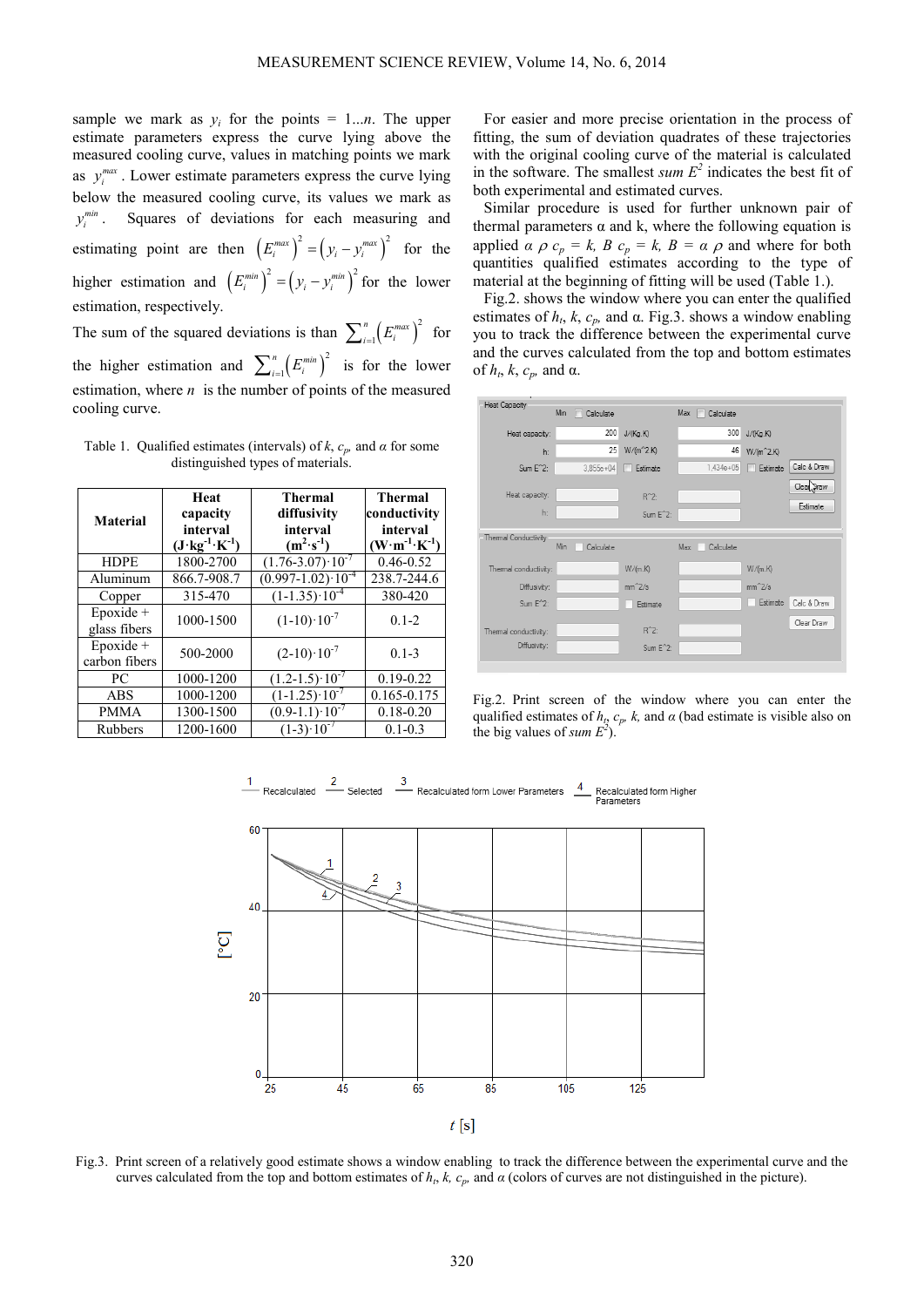sample we mark as $y_i$ for the points = 1...*n*. The upper estimate parameters express the curve lying above the measured cooling curve, values in matching points we mark as $y_i^{max}$. Lower estimate parameters express the curve lying below the measured cooling curve, its values we mark as $y_i^{min}$. Squares of deviations for each measuring and estimating point are then $\left(E_i^{max}\right)^2 = \left(y_i - y_i^{max}\right)^2$ for the higher estimation and $\left(E_i^{min}\right)^2 = \left(y_i - y_i^{min}\right)^2$ for the lower estimation, respectively.

The sum of the squared deviations is than $\sum_{i=1}^{n}\left(E_i^{max}\right)^2$ for the higher estimation and $\sum_{i=1}^{n}\left(E_i^{min}\right)^2$ is for the lower estimation, where $n$ is the number of points of the measured cooling curve.

Table 1. Qualified estimates (intervals) of $k$, $c_p$, and $\alpha$ for some distinguished types of materials.

| Material | Heat capacity interval (J·kg$^{-1}$·K$^{-1}$) | Thermal diffusivity interval (m$^2$·s$^{-1}$) | Thermal conductivity interval (W·m$^{-1}$·K$^{-1}$) |
|---|---|---|---|
| HDPE | 1800-2700 | (1.76-3.07)·10$^{-7}$ | 0.46-0.52 |
| Aluminum | 866.7-908.7 | (0.997-1.02)·10$^{-4}$ | 238.7-244.6 |
| Copper | 315-470 | (1-1.35)·10$^{-4}$ | 380-420 |
| Epoxide + glass fibers | 1000-1500 | (1-10)·10$^{-7}$ | 0.1-2 |
| Epoxide + carbon fibers | 500-2000 | (2-10)·10$^{-7}$ | 0.1-3 |
| PC | 1000-1200 | (1.2-1.5)·10$^{-7}$ | 0.19-0.22 |
| ABS | 1000-1200 | (1-1.25)·10$^{-7}$ | 0.165-0.175 |
| PMMA | 1300-1500 | (0.9-1.1)·10$^{-7}$ | 0.18-0.20 |
| Rubbers | 1200-1600 | (1-3)·10$^{-7}$ | 0.1-0.3 |

For easier and more precise orientation in the process of fitting, the sum of deviation quadrates of these trajectories with the original cooling curve of the material is calculated in the software. The smallest *sum* $E^2$ indicates the best fit of both experimental and estimated curves.

Similar procedure is used for further unknown pair of thermal parameters α and k, where the following equation is applied $\alpha\ \rho\ c_p = k$, $B\ c_p = k$, $B = \alpha\ \rho$ and where for both quantities qualified estimates according to the type of material at the beginning of fitting will be used (Table 1.).

Fig.2. shows the window where you can enter the qualified estimates of $h_t$, $k$, $c_p$, and α. Fig.3. shows a window enabling you to track the difference between the experimental curve and the curves calculated from the top and bottom estimates of $h_t$, $k$, $c_p$, and α.

Fig.2. Print screen of the window where you can enter the qualified estimates of $h_t$, $c_p$, $k$, and $\alpha$ (bad estimate is visible also on the big values of *sum* $E^2$).

Fig.3. Print screen of a relatively good estimate shows a window enabling to track the difference between the experimental curve and the curves calculated from the top and bottom estimates of $h_t$, $k$, $c_p$, and $\alpha$ (colors of curves are not distinguished in the picture).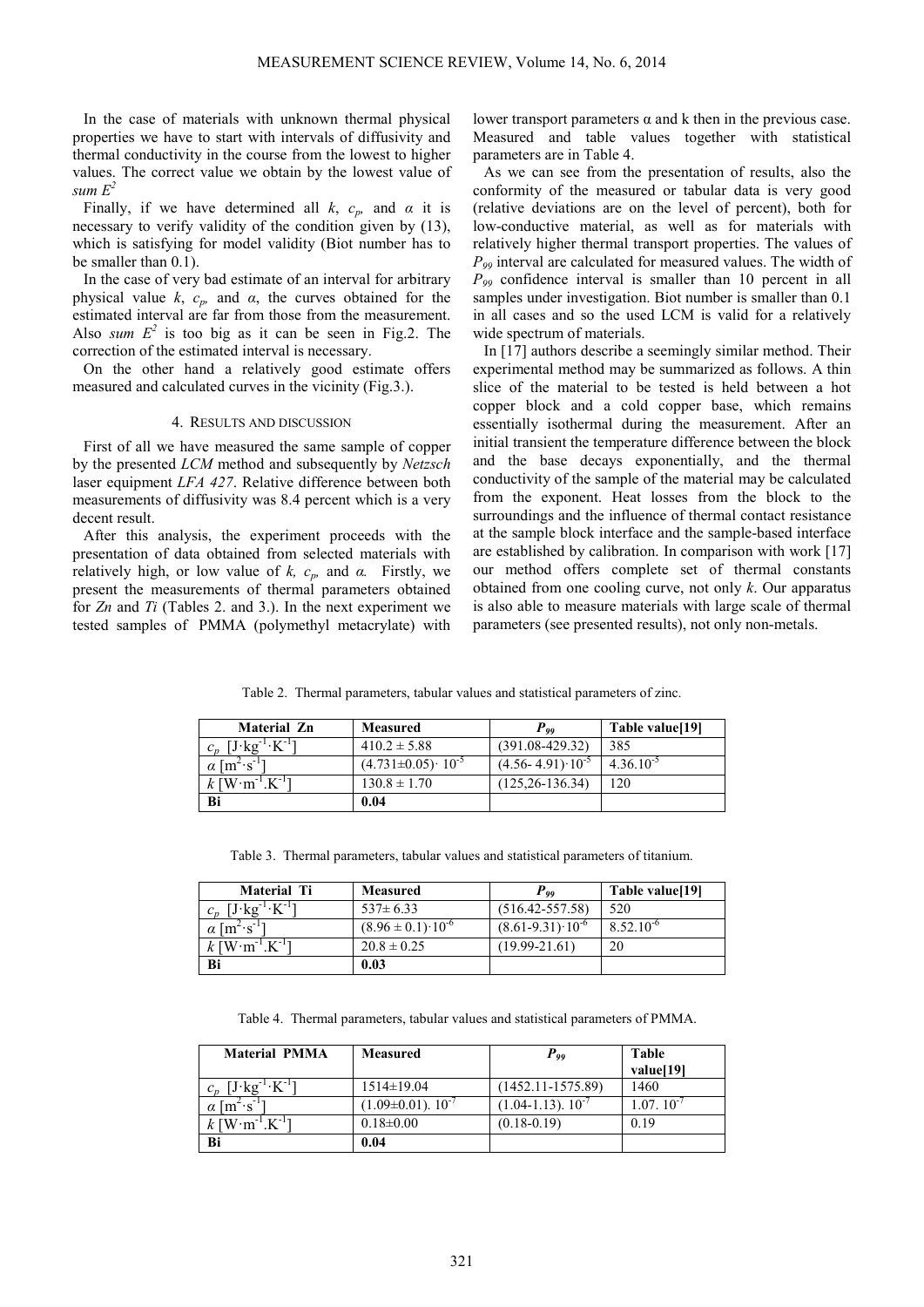In the case of materials with unknown thermal physical properties we have to start with intervals of diffusivity and thermal conductivity in the course from the lowest to higher values. The correct value we obtain by the lowest value of *sum* $E^2$

Finally, if we have determined all $k$, $c_p$, and $\alpha$ it is necessary to verify validity of the condition given by (13), which is satisfying for model validity (Biot number has to be smaller than 0.1).

In the case of very bad estimate of an interval for arbitrary physical value $k$, $c_p$, and $\alpha$, the curves obtained for the estimated interval are far from those from the measurement. Also *sum* $E^2$ is too big as it can be seen in Fig.2. The correction of the estimated interval is necessary.

On the other hand a relatively good estimate offers measured and calculated curves in the vicinity (Fig.3.).

## 4. Results and discussion

First of all we have measured the same sample of copper by the presented *LCM* method and subsequently by *Netzsch* laser equipment *LFA 427*. Relative difference between both measurements of diffusivity was 8.4 percent which is a very decent result.

After this analysis, the experiment proceeds with the presentation of data obtained from selected materials with relatively high, or low value of $k$, $c_p$, and $\alpha$. Firstly, we present the measurements of thermal parameters obtained for *Zn* and *Ti* (Tables 2. and 3.). In the next experiment we tested samples of PMMA (polymethyl metacrylate) with lower transport parameters α and k then in the previous case. Measured and table values together with statistical parameters are in Table 4.

As we can see from the presentation of results, also the conformity of the measured or tabular data is very good (relative deviations are on the level of percent), both for low-conductive material, as well as for materials with relatively higher thermal transport properties. The values of $P_{99}$ interval are calculated for measured values. The width of $P_{99}$ confidence interval is smaller than 10 percent in all samples under investigation. Biot number is smaller than 0.1 in all cases and so the used LCM is valid for a relatively wide spectrum of materials.

In [17] authors describe a seemingly similar method. Their experimental method may be summarized as follows. A thin slice of the material to be tested is held between a hot copper block and a cold copper base, which remains essentially isothermal during the measurement. After an initial transient the temperature difference between the block and the base decays exponentially, and the thermal conductivity of the sample of the material may be calculated from the exponent. Heat losses from the block to the surroundings and the influence of thermal contact resistance at the sample block interface and the sample-based interface are established by calibration. In comparison with work [17] our method offers complete set of thermal constants obtained from one cooling curve, not only $k$. Our apparatus is also able to measure materials with large scale of thermal parameters (see presented results), not only non-metals.

Table 2. Thermal parameters, tabular values and statistical parameters of zinc.

| Material Zn | Measured | $P_{99}$ | Table value[19] |
|---|---|---|---|
| $c_p$ [$J \cdot kg^{-1} \cdot K^{-1}$] | $410.2 \pm 5.88$ | (391.08-429.32) | 385 |
| $\alpha$ [$m^2 \cdot s^{-1}$] | $(4.731 \pm 0.05) \cdot 10^{-5}$ | $(4.56\text{-}4.91) \cdot 10^{-5}$ | $4.36.10^{-5}$ |
| $k$ [$W \cdot m^{-1}.K^{-1}$] | $130.8 \pm 1.70$ | (125,26-136.34) | 120 |
| **Bi** | **0.04** | | |

Table 3. Thermal parameters, tabular values and statistical parameters of titanium.

| Material Ti | Measured | $P_{99}$ | Table value[19] |
|---|---|---|---|
| $c_p$ [$J \cdot kg^{-1} \cdot K^{-1}$] | $537 \pm 6.33$ | (516.42-557.58) | 520 |
| $\alpha$ [$m^2 \cdot s^{-1}$] | $(8.96 \pm 0.1) \cdot 10^{-6}$ | $(8.61\text{-}9.31) \cdot 10^{-6}$ | $8.52.10^{-6}$ |
| $k$ [$W \cdot m^{-1}.K^{-1}$] | $20.8 \pm 0.25$ | (19.99-21.61) | 20 |
| **Bi** | **0.03** | | |

Table 4. Thermal parameters, tabular values and statistical parameters of PMMA.

| Material PMMA | Measured | $P_{99}$ | Table value[19] |
|---|---|---|---|
| $c_p$ [$J \cdot kg^{-1} \cdot K^{-1}$] | $1514 \pm 19.04$ | (1452.11-1575.89) | 1460 |
| $\alpha$ [$m^2 \cdot s^{-1}$] | $(1.09 \pm 0.01).\ 10^{-7}$ | $(1.04\text{-}1.13).\ 10^{-7}$ | $1.07.\ 10^{-7}$ |
| $k$ [$W \cdot m^{-1}.K^{-1}$] | $0.18 \pm 0.00$ | (0.18-0.19) | 0.19 |
| **Bi** | **0.04** | | |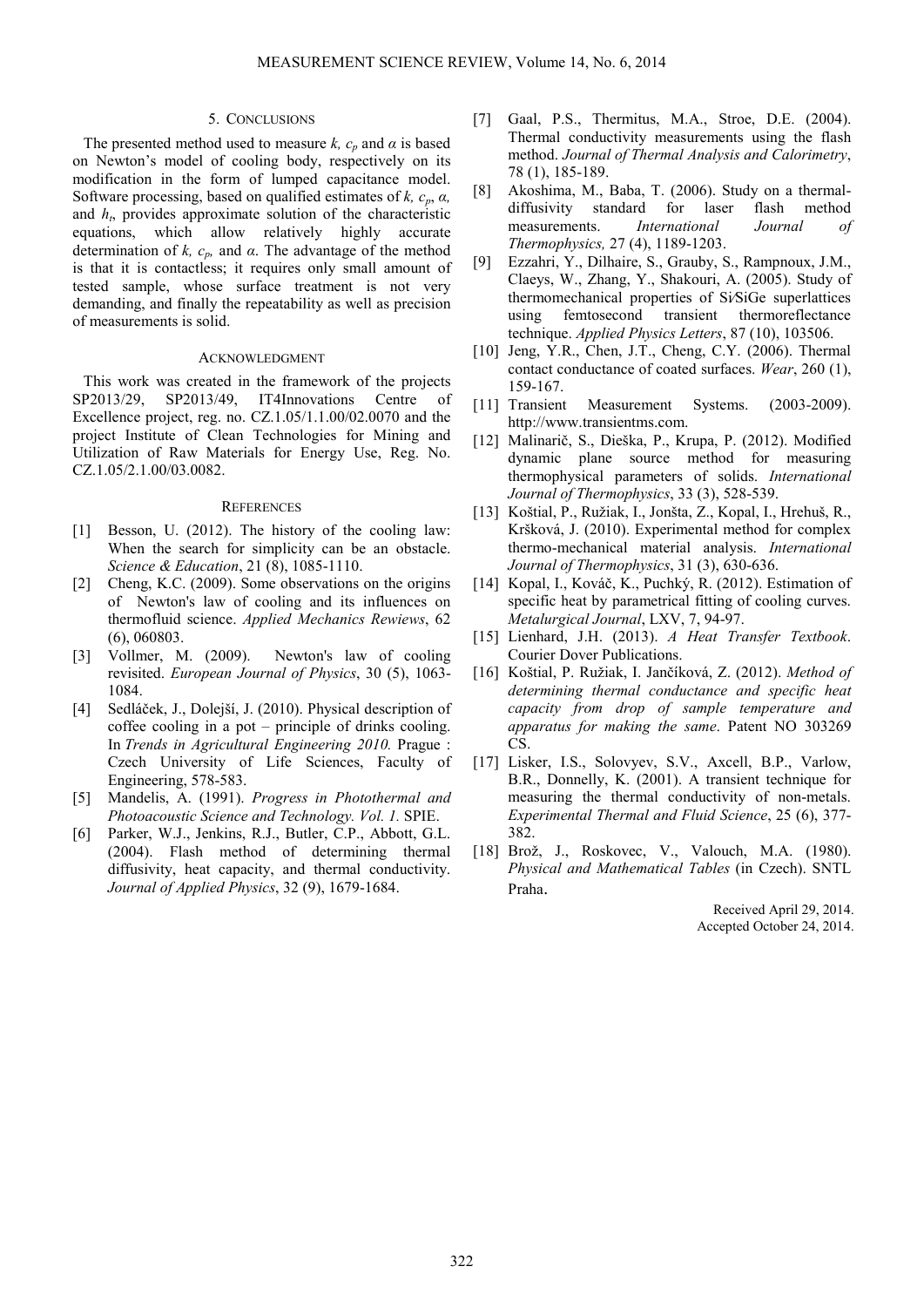## 5. CONCLUSIONS

The presented method used to measure $k$, $c_p$ and $\alpha$ is based on Newton's model of cooling body, respectively on its modification in the form of lumped capacitance model. Software processing, based on qualified estimates of $k$, $c_p$, $\alpha$, and $h_t$, provides approximate solution of the characteristic equations, which allow relatively highly accurate determination of $k$, $c_p$, and $\alpha$. The advantage of the method is that it is contactless; it requires only small amount of tested sample, whose surface treatment is not very demanding, and finally the repeatability as well as precision of measurements is solid.

## ACKNOWLEDGMENT

This work was created in the framework of the projects SP2013/29, SP2013/49, IT4Innovations Centre of Excellence project, reg. no. CZ.1.05/1.1.00/02.0070 and the project Institute of Clean Technologies for Mining and Utilization of Raw Materials for Energy Use, Reg. No. CZ.1.05/2.1.00/03.0082.

## REFERENCES

[1] Besson, U. (2012). The history of the cooling law: When the search for simplicity can be an obstacle. *Science & Education*, 21 (8), 1085-1110.

[2] Cheng, K.C. (2009). Some observations on the origins of Newton's law of cooling and its influences on thermofluid science. *Applied Mechanics Rewiews*, 62 (6), 060803.

[3] Vollmer, M. (2009). Newton's law of cooling revisited. *European Journal of Physics*, 30 (5), 1063-1084.

[4] Sedláček, J., Dolejší, J. (2010). Physical description of coffee cooling in a pot – principle of drinks cooling. In *Trends in Agricultural Engineering 2010.* Prague : Czech University of Life Sciences, Faculty of Engineering, 578-583.

[5] Mandelis, A. (1991). *Progress in Photothermal and Photoacoustic Science and Technology. Vol. 1.* SPIE.

[6] Parker, W.J., Jenkins, R.J., Butler, C.P., Abbott, G.L. (2004). Flash method of determining thermal diffusivity, heat capacity, and thermal conductivity. *Journal of Applied Physics*, 32 (9), 1679-1684.

[7] Gaal, P.S., Thermitus, M.A., Stroe, D.E. (2004). Thermal conductivity measurements using the flash method. *Journal of Thermal Analysis and Calorimetry*, 78 (1), 185-189.

[8] Akoshima, M., Baba, T. (2006). Study on a thermal-diffusivity standard for laser flash method measurements. *International Journal of Thermophysics,* 27 (4), 1189-1203.

[9] Ezzahri, Y., Dilhaire, S., Grauby, S., Rampnoux, J.M., Claeys, W., Zhang, Y., Shakouri, A. (2005). Study of thermomechanical properties of Si/SiGe superlattices using femtosecond transient thermoreflectance technique. *Applied Physics Letters*, 87 (10), 103506.

[10] Jeng, Y.R., Chen, J.T., Cheng, C.Y. (2006). Thermal contact conductance of coated surfaces. *Wear*, 260 (1), 159-167.

[11] Transient Measurement Systems. (2003-2009). http://www.transientms.com.

[12] Malinarič, S., Dieška, P., Krupa, P. (2012). Modified dynamic plane source method for measuring thermophysical parameters of solids. *International Journal of Thermophysics*, 33 (3), 528-539.

[13] Koštial, P., Ružiak, I., Jonšta, Z., Kopal, I., Hrehuš, R., Kršková, J. (2010). Experimental method for complex thermo-mechanical material analysis. *International Journal of Thermophysics*, 31 (3), 630-636.

[14] Kopal, I., Kováč, K., Puchký, R. (2012). Estimation of specific heat by parametrical fitting of cooling curves. *Metalurgical Journal*, LXV, 7, 94-97.

[15] Lienhard, J.H. (2013). *A Heat Transfer Textbook*. Courier Dover Publications.

[16] Koštial, P. Ružiak, I. Jančíková, Z. (2012). *Method of determining thermal conductance and specific heat capacity from drop of sample temperature and apparatus for making the same*. Patent NO 303269 CS.

[17] Lisker, I.S., Solovyev, S.V., Axcell, B.P., Varlow, B.R., Donnelly, K. (2001). A transient technique for measuring the thermal conductivity of non-metals. *Experimental Thermal and Fluid Science*, 25 (6), 377-382.

[18] Brož, J., Roskovec, V., Valouch, M.A. (1980). *Physical and Mathematical Tables* (in Czech). SNTL Praha.

Received April 29, 2014.
Accepted October 24, 2014.